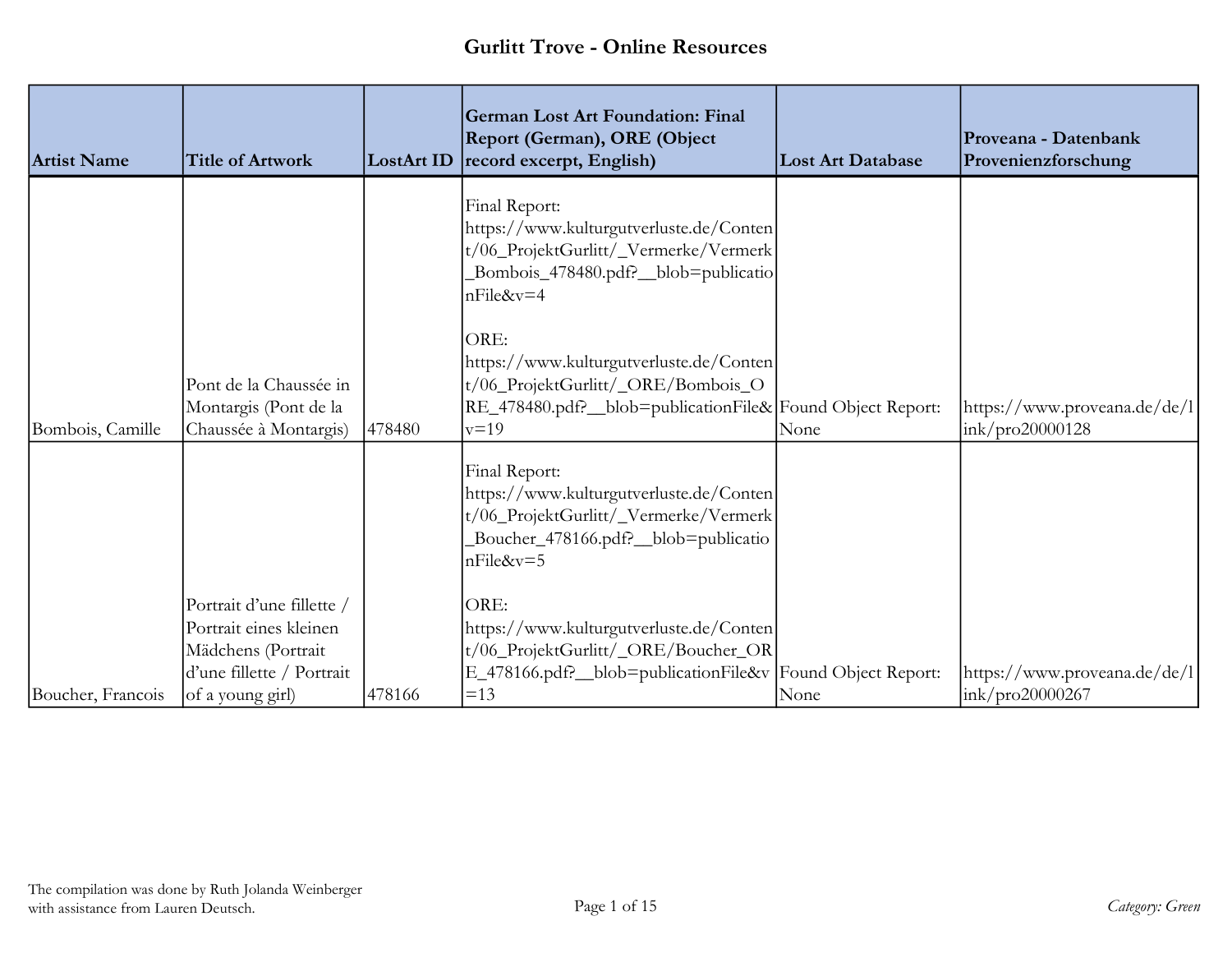# Gurlitt Trove - Online Resources

| Artist Name | Title of Artwork | LostArt ID | German Lost Art Foundation: Final Report (German), ORE (Object record excerpt, English) | Lost Art Database | Proveana - Datenbank Provenienzforschung |
|---|---|---|---|---|---|
| Bombois, Camille | Pont de la Chaussée in Montargis (Pont de la Chaussée à Montargis) | 478480 | Final Report: https://www.kulturgutverluste.de/Content/06_ProjektGurlitt/_Vermerke/Vermerk_Bombois_478480.pdf?__blob=publicationFile&v=4<br><br>ORE: https://www.kulturgutverluste.de/Content/06_ProjektGurlitt/_ORE/Bombois_ORE_478480.pdf?__blob=publicationFile&v=19 | Found Object Report: None | https://www.proveana.de/de/link/pro20000128 |
| Boucher, Francois | Portrait d'une fillette / Portrait eines kleinen Mädchens (Portrait d'une fillette / Portrait of a young girl) | 478166 | Final Report: https://www.kulturgutverluste.de/Content/06_ProjektGurlitt/_Vermerke/Vermerk_Boucher_478166.pdf?__blob=publicationFile&v=5<br><br>ORE: https://www.kulturgutverluste.de/Content/06_ProjektGurlitt/_ORE/Boucher_ORE_478166.pdf?__blob=publicationFile&v=13 | Found Object Report: None | https://www.proveana.de/de/link/pro20000267 |

The compilation was done by Ruth Jolanda Weinberger with assistance from Lauren Deutsch.

*Category: Green*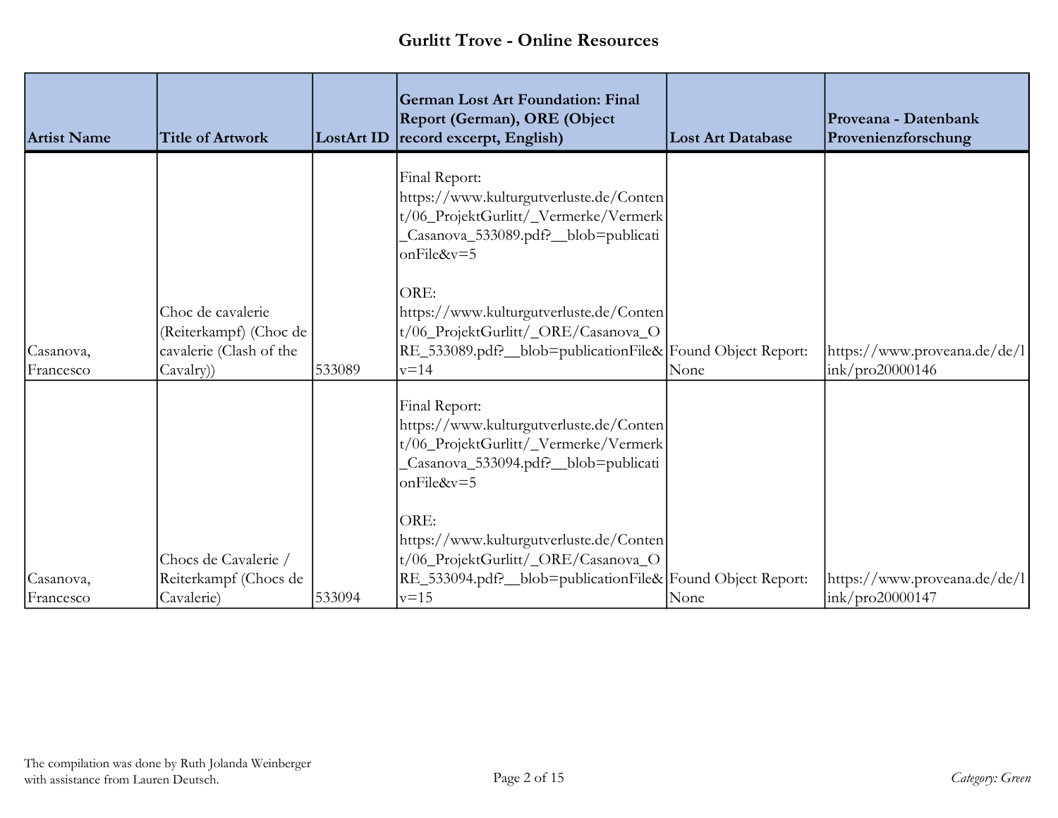# Gurlitt Trove - Online Resources

| Artist Name | Title of Artwork | LostArt ID | German Lost Art Foundation: Final Report (German), ORE (Object record excerpt, English) | Lost Art Database | Proveana - Datenbank Provenienzforschung |
|---|---|---|---|---|---|
| Casanova, Francesco | Choc de cavalerie (Reiterkampf) (Choc de cavalerie (Clash of the Cavalry)) | 533089 | Final Report: https://www.kulturgutverluste.de/Content/06_ProjektGurlitt/_Vermerke/Vermerk_Casanova_533089.pdf?__blob=publicationFile&v=5 <br><br> ORE: https://www.kulturgutverluste.de/Content/06_ProjektGurlitt/_ORE/Casanova_ORE_533089.pdf?__blob=publicationFile&v=14 | Found Object Report: None | https://www.proveana.de/de/link/pro20000146 |
| Casanova, Francesco | Chocs de Cavalerie / Reiterkampf (Chocs de Cavalerie) | 533094 | Final Report: https://www.kulturgutverluste.de/Content/06_ProjektGurlitt/_Vermerke/Vermerk_Casanova_533094.pdf?__blob=publicationFile&v=5 <br><br> ORE: https://www.kulturgutverluste.de/Content/06_ProjektGurlitt/_ORE/Casanova_ORE_533094.pdf?__blob=publicationFile&v=15 | Found Object Report: None | https://www.proveana.de/de/link/pro20000147 |

The compilation was done by Ruth Jolanda Weinberger with assistance from Lauren Deutsch.

*Category: Green*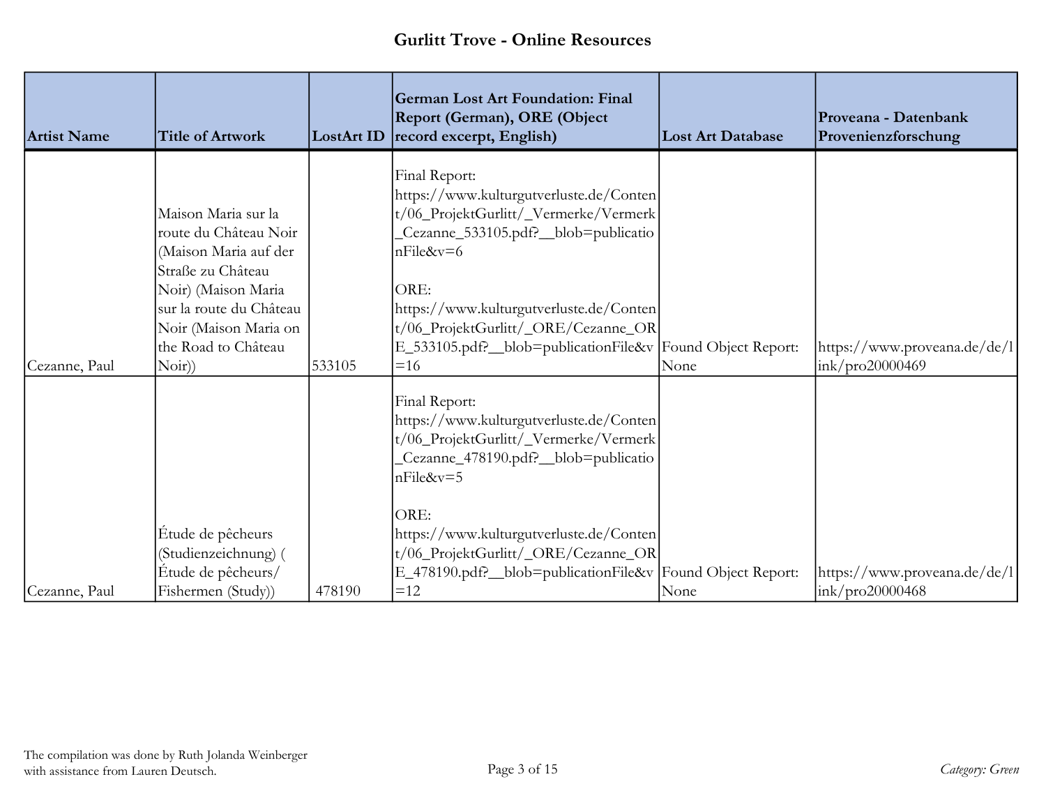# Gurlitt Trove - Online Resources

| Artist Name | Title of Artwork | LostArt ID | German Lost Art Foundation: Final Report (German), ORE (Object record excerpt, English) | Lost Art Database | Proveana - Datenbank Provenienzforschung |
|---|---|---|---|---|---|
| Cezanne, Paul | Maison Maria sur la route du Château Noir (Maison Maria auf der Straße zu Château Noir) (Maison Maria sur la route du Château Noir (Maison Maria on the Road to Château Noir)) | 533105 | Final Report: https://www.kulturgutverluste.de/Content/06_ProjektGurlitt/_Vermerke/Vermerk_Cezanne_533105.pdf?__blob=publicationFile&v=6<br><br>ORE: https://www.kulturgutverluste.de/Content/06_ProjektGurlitt/_ORE/Cezanne_ORE_533105.pdf?__blob=publicationFile&v=16 | Found Object Report: None | https://www.proveana.de/de/link/pro20000469 |
| Cezanne, Paul | Étude de pêcheurs (Studienzeichnung) ( Étude de pêcheurs/ Fishermen (Study)) | 478190 | Final Report: https://www.kulturgutverluste.de/Content/06_ProjektGurlitt/_Vermerke/Vermerk_Cezanne_478190.pdf?__blob=publicationFile&v=5<br><br>ORE: https://www.kulturgutverluste.de/Content/06_ProjektGurlitt/_ORE/Cezanne_ORE_478190.pdf?__blob=publicationFile&v=12 | Found Object Report: None | https://www.proveana.de/de/link/pro20000468 |

The compilation was done by Ruth Jolanda Weinberger with assistance from Lauren Deutsch.

*Category: Green*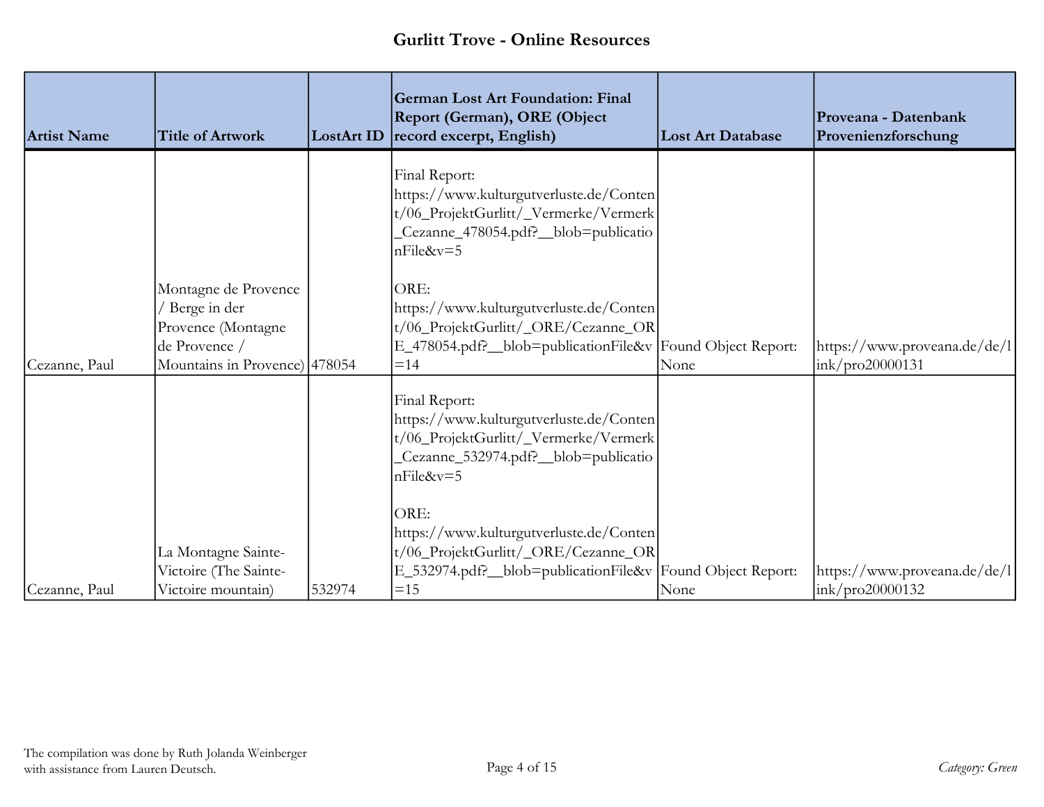# Gurlitt Trove - Online Resources

| Artist Name | Title of Artwork | LostArt ID | German Lost Art Foundation: Final Report (German), ORE (Object record excerpt, English) | Lost Art Database | Proveana - Datenbank Provenienzforschung |
|---|---|---|---|---|---|
| Cezanne, Paul | Montagne de Provence / Berge in der Provence (Montagne de Provence / Mountains in Provence) | 478054 | Final Report: https://www.kulturgutverluste.de/Content/06_ProjektGurlitt/_Vermerke/Vermerk_Cezanne_478054.pdf?__blob=publicationFile&v=5<br><br>ORE: https://www.kulturgutverluste.de/Content/06_ProjektGurlitt/_ORE/Cezanne_ORE_478054.pdf?__blob=publicationFile&v=14 | Found Object Report: None | https://www.proveana.de/de/link/pro20000131 |
| Cezanne, Paul | La Montagne Sainte-Victoire (The Sainte-Victoire mountain) | 532974 | Final Report: https://www.kulturgutverluste.de/Content/06_ProjektGurlitt/_Vermerke/Vermerk_Cezanne_532974.pdf?__blob=publicationFile&v=5<br><br>ORE: https://www.kulturgutverluste.de/Content/06_ProjektGurlitt/_ORE/Cezanne_ORE_532974.pdf?__blob=publicationFile&v=15 | Found Object Report: None | https://www.proveana.de/de/link/pro20000132 |

The compilation was done by Ruth Jolanda Weinberger with assistance from Lauren Deutsch.

*Category: Green*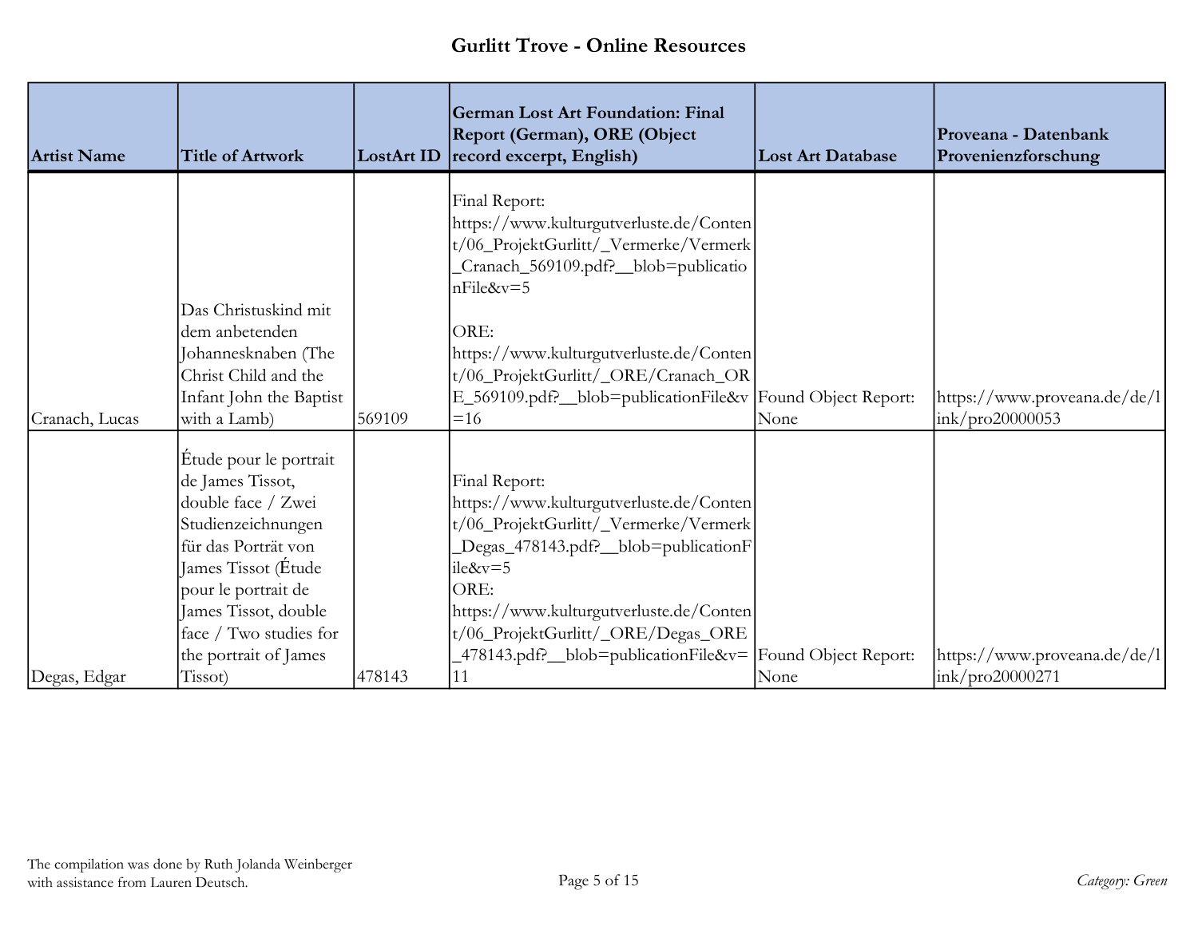# Gurlitt Trove - Online Resources

| Artist Name | Title of Artwork | LostArt ID | German Lost Art Foundation: Final Report (German), ORE (Object record excerpt, English) | Lost Art Database | Proveana - Datenbank Provenienzforschung |
|---|---|---|---|---|---|
| Cranach, Lucas | Das Christuskind mit dem anbetenden Johannesknaben (The Christ Child and the Infant John the Baptist with a Lamb) | 569109 | Final Report: https://www.kulturgutverluste.de/Content/06_ProjektGurlitt/_Vermerke/Vermerk_Cranach_569109.pdf?__blob=publicationFile&v=5<br><br>ORE: https://www.kulturgutverluste.de/Content/06_ProjektGurlitt/_ORE/Cranach_ORE_569109.pdf?__blob=publicationFile&v=16 | Found Object Report: None | https://www.proveana.de/de/link/pro20000053 |
| Degas, Edgar | Étude pour le portrait de James Tissot, double face / Zwei Studienzeichnungen für das Porträt von James Tissot (Étude pour le portrait de James Tissot, double face / Two studies for the portrait of James Tissot) | 478143 | Final Report: https://www.kulturgutverluste.de/Content/06_ProjektGurlitt/_Vermerke/Vermerk_Degas_478143.pdf?__blob=publicationFile&v=5<br>ORE: https://www.kulturgutverluste.de/Content/06_ProjektGurlitt/_ORE/Degas_ORE_478143.pdf?__blob=publicationFile&v=11 | Found Object Report: None | https://www.proveana.de/de/link/pro20000271 |

The compilation was done by Ruth Jolanda Weinberger with assistance from Lauren Deutsch.

*Category: Green*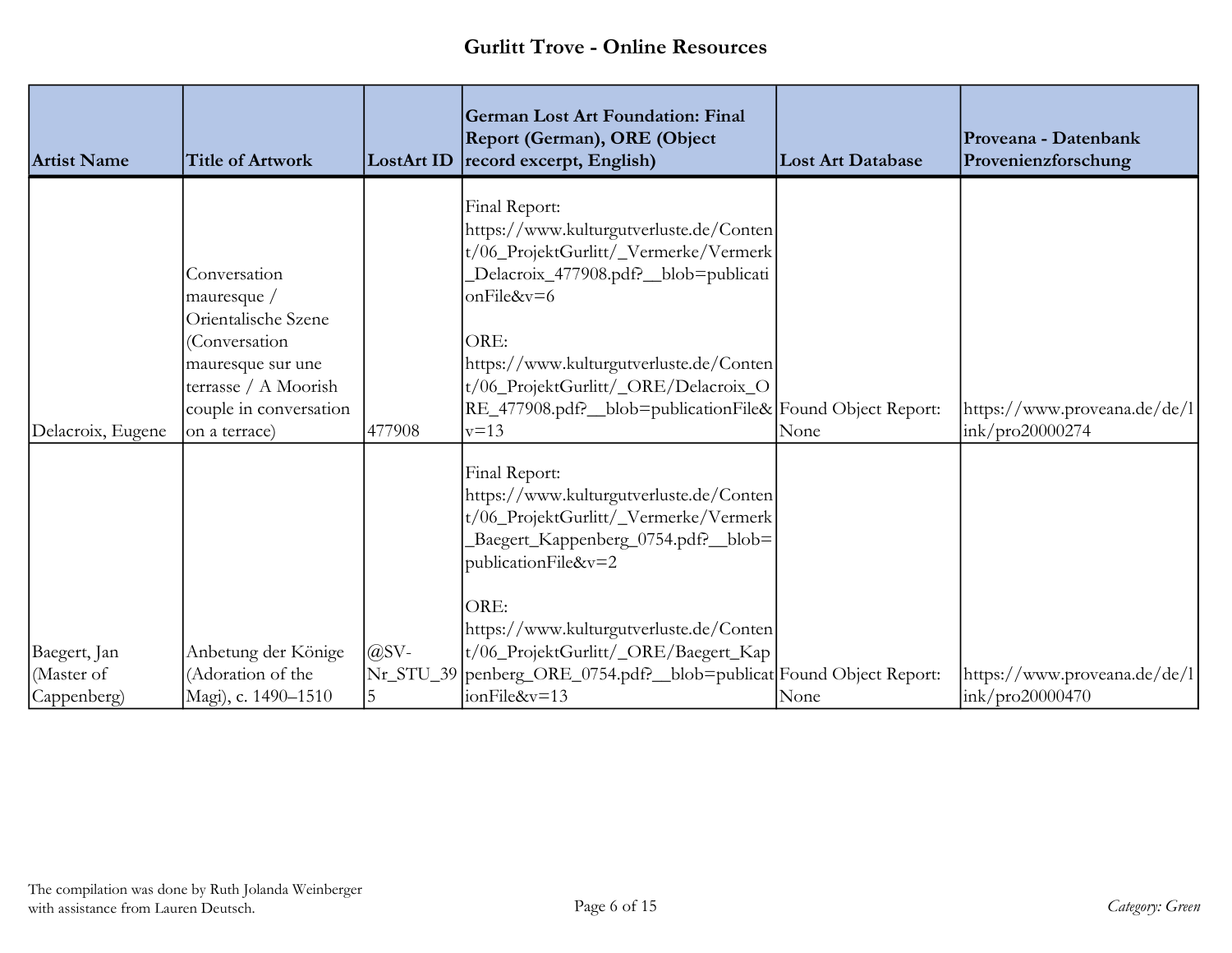# Gurlitt Trove - Online Resources

| Artist Name | Title of Artwork | LostArt ID | German Lost Art Foundation: Final Report (German), ORE (Object record excerpt, English) | Lost Art Database | Proveana - Datenbank Provenienzforschung |
|---|---|---|---|---|---|
| Delacroix, Eugene | Conversation mauresque / Orientalische Szene (Conversation mauresque sur une terrasse / A Moorish couple in conversation on a terrace) | 477908 | Final Report: https://www.kulturgutverluste.de/Content/06_ProjektGurlitt/_Vermerke/Vermerk_Delacroix_477908.pdf?__blob=publicationFile&v=6<br><br>ORE: https://www.kulturgutverluste.de/Content/06_ProjektGurlitt/_ORE/Delacroix_ORE_477908.pdf?__blob=publicationFile&v=13 | Found Object Report: None | https://www.proveana.de/de/link/pro20000274 |
| Baegert, Jan (Master of Cappenberg) | Anbetung der Könige (Adoration of the Magi), c. 1490–1510 | @SV-Nr_STU_395 | Final Report: https://www.kulturgutverluste.de/Content/06_ProjektGurlitt/_Vermerke/Vermerk_Baegert_Kappenberg_0754.pdf?__blob=publicationFile&v=2<br><br>ORE: https://www.kulturgutverluste.de/Content/06_ProjektGurlitt/_ORE/Baegert_Kappenberg_ORE_0754.pdf?__blob=publicationFile&v=13 | Found Object Report: None | https://www.proveana.de/de/link/pro20000470 |

The compilation was done by Ruth Jolanda Weinberger with assistance from Lauren Deutsch.

*Category: Green*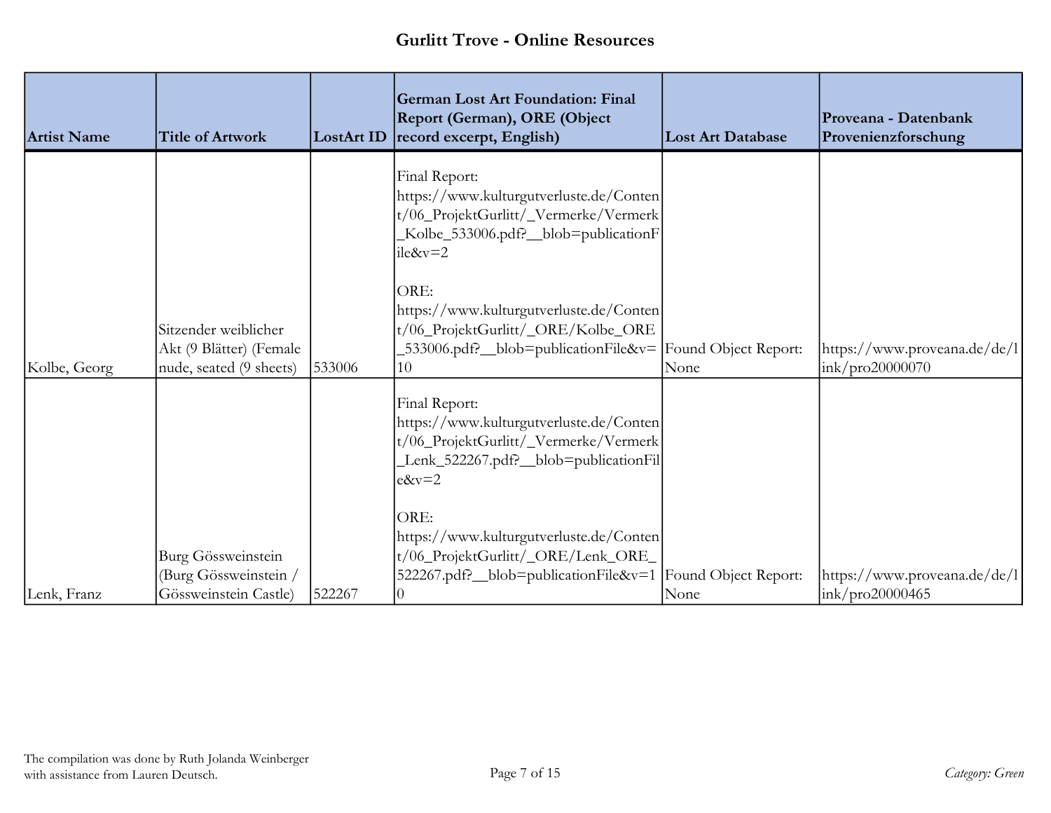# Gurlitt Trove - Online Resources

| Artist Name | Title of Artwork | LostArt ID | German Lost Art Foundation: Final Report (German), ORE (Object record excerpt, English) | Lost Art Database | Proveana - Datenbank Provenienzforschung |
|---|---|---|---|---|---|
| Kolbe, Georg | Sitzender weiblicher Akt (9 Blätter) (Female nude, seated (9 sheets) | 533006 | Final Report: https://www.kulturgutverluste.de/Content/06_ProjektGurlitt/_Vermerke/Vermerk_Kolbe_533006.pdf?__blob=publicationFile&v=2 <br><br> ORE: https://www.kulturgutverluste.de/Content/06_ProjektGurlitt/_ORE/Kolbe_ORE_533006.pdf?__blob=publicationFile&v=10 | Found Object Report: None | https://www.proveana.de/de/link/pro20000070 |
| Lenk, Franz | Burg Gössweinstein (Burg Gössweinstein / Gössweinstein Castle) | 522267 | Final Report: https://www.kulturgutverluste.de/Content/06_ProjektGurlitt/_Vermerke/Vermerk_Lenk_522267.pdf?__blob=publicationFile&v=2 <br><br> ORE: https://www.kulturgutverluste.de/Content/06_ProjektGurlitt/_ORE/Lenk_ORE_522267.pdf?__blob=publicationFile&v=10 | Found Object Report: None | https://www.proveana.de/de/link/pro20000465 |

The compilation was done by Ruth Jolanda Weinberger with assistance from Lauren Deutsch.

*Category: Green*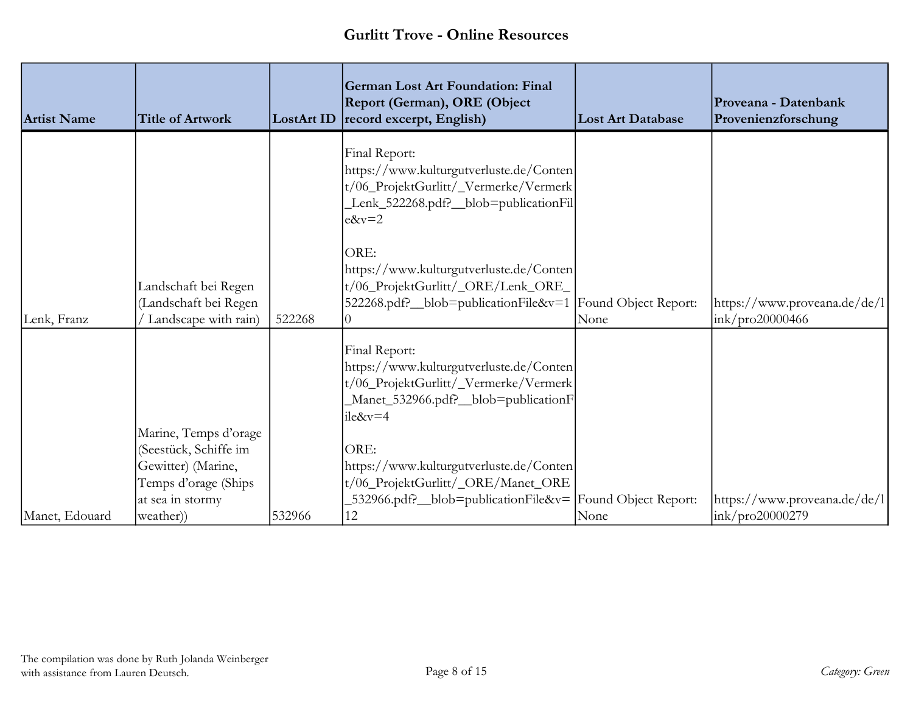# Gurlitt Trove - Online Resources

| Artist Name | Title of Artwork | LostArt ID | German Lost Art Foundation: Final Report (German), ORE (Object record excerpt, English) | Lost Art Database | Proveana - Datenbank Provenienzforschung |
|---|---|---|---|---|---|
| Lenk, Franz | Landschaft bei Regen (Landschaft bei Regen / Landscape with rain) | 522268 | Final Report: https://www.kulturgutverluste.de/Content/06_ProjektGurlitt/_Vermerke/Vermerk_Lenk_522268.pdf?__blob=publicationFile&v=2<br><br>ORE: https://www.kulturgutverluste.de/Content/06_ProjektGurlitt/_ORE/Lenk_ORE_522268.pdf?__blob=publicationFile&v=10 | Found Object Report: None | https://www.proveana.de/de/link/pro20000466 |
| Manet, Edouard | Marine, Temps d'orage (Seestück, Schiffe im Gewitter) (Marine, Temps d'orage (Ships at sea in stormy weather)) | 532966 | Final Report: https://www.kulturgutverluste.de/Content/06_ProjektGurlitt/_Vermerke/Vermerk_Manet_532966.pdf?__blob=publicationFile&v=4<br><br>ORE: https://www.kulturgutverluste.de/Content/06_ProjektGurlitt/_ORE/Manet_ORE_532966.pdf?__blob=publicationFile&v=12 | Found Object Report: None | https://www.proveana.de/de/link/pro20000279 |

The compilation was done by Ruth Jolanda Weinberger with assistance from Lauren Deutsch.

*Category: Green*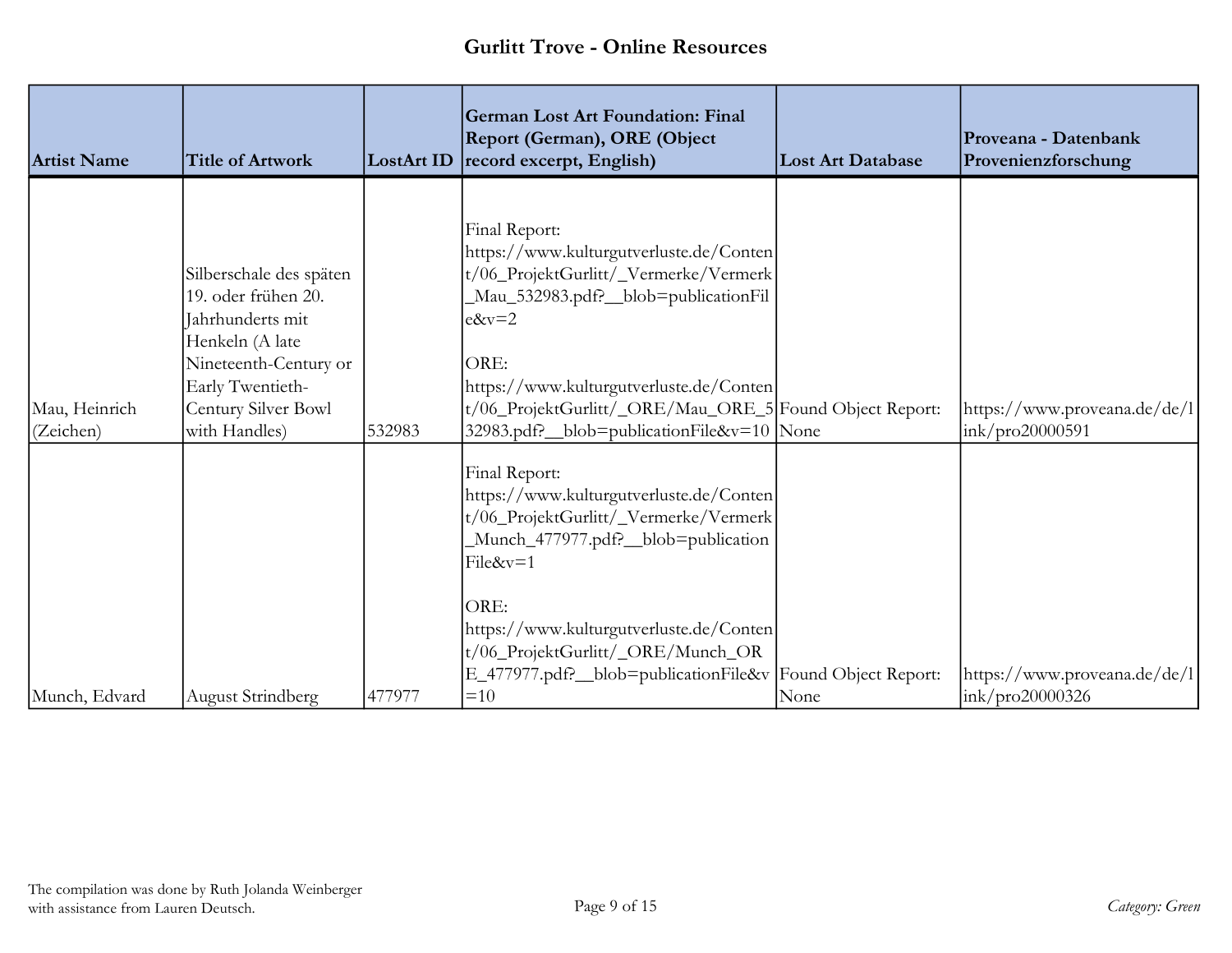# Gurlitt Trove - Online Resources

| Artist Name | Title of Artwork | LostArt ID | German Lost Art Foundation: Final Report (German), ORE (Object record excerpt, English) | Lost Art Database | Proveana - Datenbank Provenienzforschung |
|---|---|---|---|---|---|
| Mau, Heinrich (Zeichen) | Silberschale des späten 19. oder frühen 20. Jahrhunderts mit Henkeln (A late Nineteenth-Century or Early Twentieth-Century Silver Bowl with Handles) | 532983 | Final Report: https://www.kulturgutverluste.de/Content/06_ProjektGurlitt/_Vermerke/Vermerk_Mau_532983.pdf?__blob=publicationFile&v=2<br><br>ORE: https://www.kulturgutverluste.de/Content/06_ProjektGurlitt/_ORE/Mau_ORE_532983.pdf?__blob=publicationFile&v=10 | Found Object Report: None | https://www.proveana.de/de/link/pro20000591 |
| Munch, Edvard | August Strindberg | 477977 | Final Report: https://www.kulturgutverluste.de/Content/06_ProjektGurlitt/_Vermerke/Vermerk_Munch_477977.pdf?__blob=publicationFile&v=1<br><br>ORE: https://www.kulturgutverluste.de/Content/06_ProjektGurlitt/_ORE/Munch_ORE_477977.pdf?__blob=publicationFile&v=10 | Found Object Report: None | https://www.proveana.de/de/link/pro20000326 |

The compilation was done by Ruth Jolanda Weinberger with assistance from Lauren Deutsch.

*Category: Green*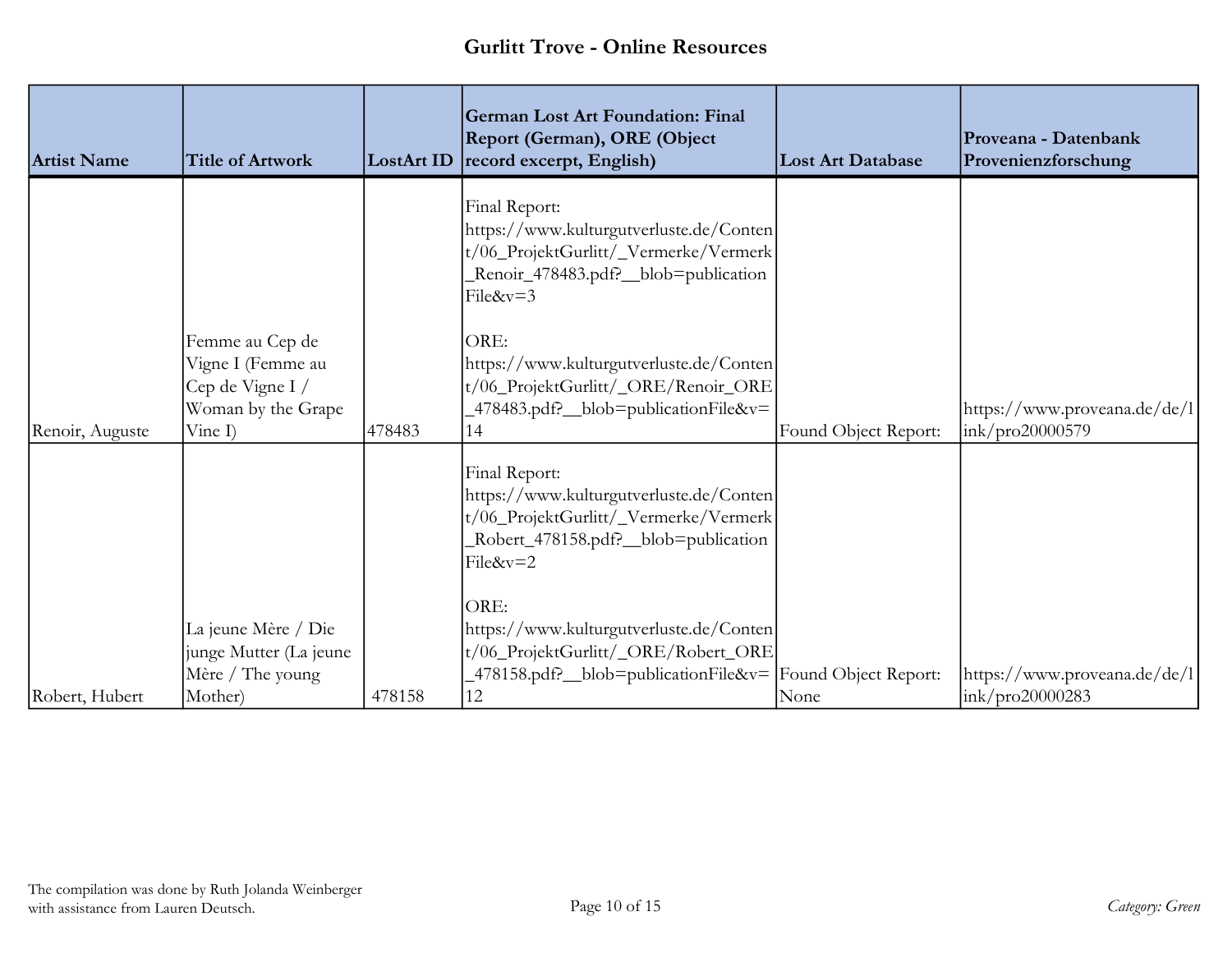## Gurlitt Trove - Online Resources

| Artist Name | Title of Artwork | LostArt ID | German Lost Art Foundation: Final Report (German), ORE (Object record excerpt, English) | Lost Art Database | Proveana - Datenbank Provenienzforschung |
| --- | --- | --- | --- | --- | --- |
| Renoir, Auguste | Femme au Cep de Vigne I (Femme au Cep de Vigne I / Woman by the Grape Vine I) | 478483 | Final Report: https://www.kulturgutverluste.de/Content/06_ProjektGurlitt/_Vermerke/Vermerk_Renoir_478483.pdf?__blob=publicationFile&v=3<br><br>ORE: https://www.kulturgutverluste.de/Content/06_ProjektGurlitt/_ORE/Renoir_ORE_478483.pdf?__blob=publicationFile&v=14 | Found Object Report: | https://www.proveana.de/de/link/pro20000579 |
| Robert, Hubert | La jeune Mère / Die junge Mutter (La jeune Mère / The young Mother) | 478158 | Final Report: https://www.kulturgutverluste.de/Content/06_ProjektGurlitt/_Vermerke/Vermerk_Robert_478158.pdf?__blob=publicationFile&v=2<br><br>ORE: https://www.kulturgutverluste.de/Content/06_ProjektGurlitt/_ORE/Robert_ORE_478158.pdf?__blob=publicationFile&v=12 | Found Object Report: None | https://www.proveana.de/de/link/pro20000283 |

The compilation was done by Ruth Jolanda Weinberger with assistance from Lauren Deutsch.

*Category: Green*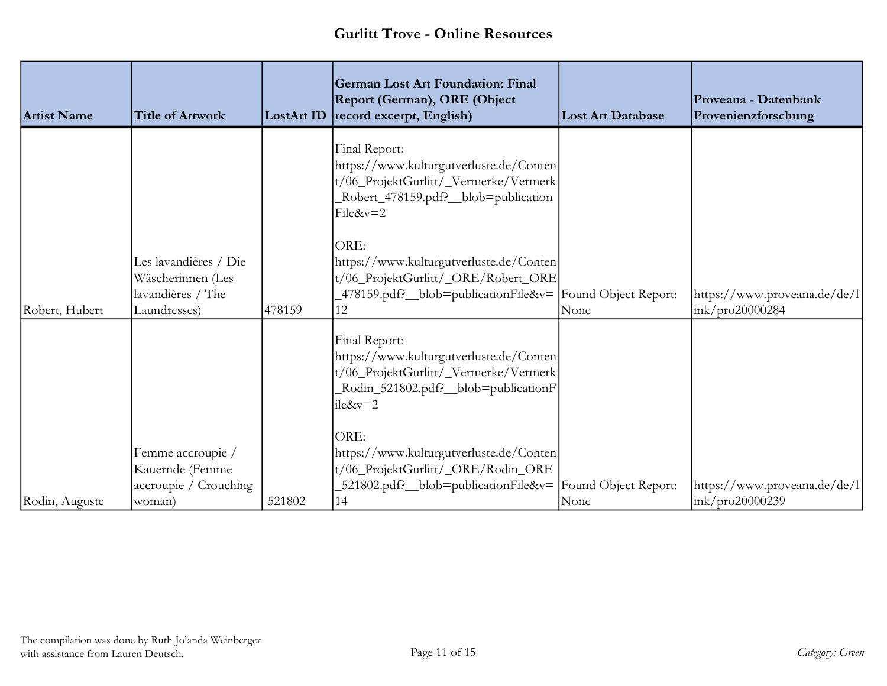# Gurlitt Trove - Online Resources

| Artist Name | Title of Artwork | LostArt ID | German Lost Art Foundation: Final Report (German), ORE (Object record excerpt, English) | Lost Art Database | Proveana - Datenbank Provenienzforschung |
|---|---|---|---|---|---|
| Robert, Hubert | Les lavandières / Die Wäscherinnen (Les lavandières / The Laundresses) | 478159 | Final Report: https://www.kulturgutverluste.de/Content/06_ProjektGurlitt/_Vermerke/Vermerk_Robert_478159.pdf?__blob=publicationFile&v=2<br><br>ORE: https://www.kulturgutverluste.de/Content/06_ProjektGurlitt/_ORE/Robert_ORE_478159.pdf?__blob=publicationFile&v=12 | Found Object Report: None | https://www.proveana.de/de/link/pro20000284 |
| Rodin, Auguste | Femme accroupie / Kauernde (Femme accroupie / Crouching woman) | 521802 | Final Report: https://www.kulturgutverluste.de/Content/06_ProjektGurlitt/_Vermerke/Vermerk_Rodin_521802.pdf?__blob=publicationFile&v=2<br><br>ORE: https://www.kulturgutverluste.de/Content/06_ProjektGurlitt/_ORE/Rodin_ORE_521802.pdf?__blob=publicationFile&v=14 | Found Object Report: None | https://www.proveana.de/de/link/pro20000239 |

The compilation was done by Ruth Jolanda Weinberger with assistance from Lauren Deutsch.

*Category: Green*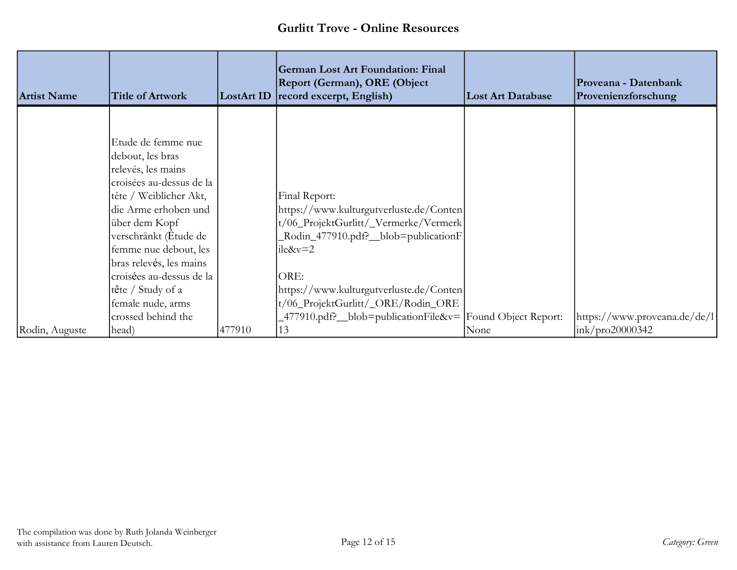# Gurlitt Trove - Online Resources

| Artist Name | Title of Artwork | LostArt ID | German Lost Art Foundation: Final Report (German), ORE (Object record excerpt, English) | Lost Art Database | Proveana - Datenbank Provenienzforschung |
|---|---|---|---|---|---|
| Rodin, Auguste | Etude de femme nue debout, les bras relevés, les mains croisées au-dessus de la tête / Weiblicher Akt, die Arme erhoben und über dem Kopf verschränkt (Étude de femme nue debout, les bras relevés, les mains croisées au-dessus de la tête / Study of a female nude, arms crossed behind the head) | 477910 | Final Report: https://www.kulturgutverluste.de/Content/06_ProjektGurlitt/_Vermerke/Vermerk_Rodin_477910.pdf?__blob=publicationFile&v=2<br><br>ORE: https://www.kulturgutverluste.de/Content/06_ProjektGurlitt/_ORE/Rodin_ORE_477910.pdf?__blob=publicationFile&v=13 | Found Object Report: None | https://www.proveana.de/de/link/pro20000342 |

The compilation was done by Ruth Jolanda Weinberger with assistance from Lauren Deutsch.

*Category: Green*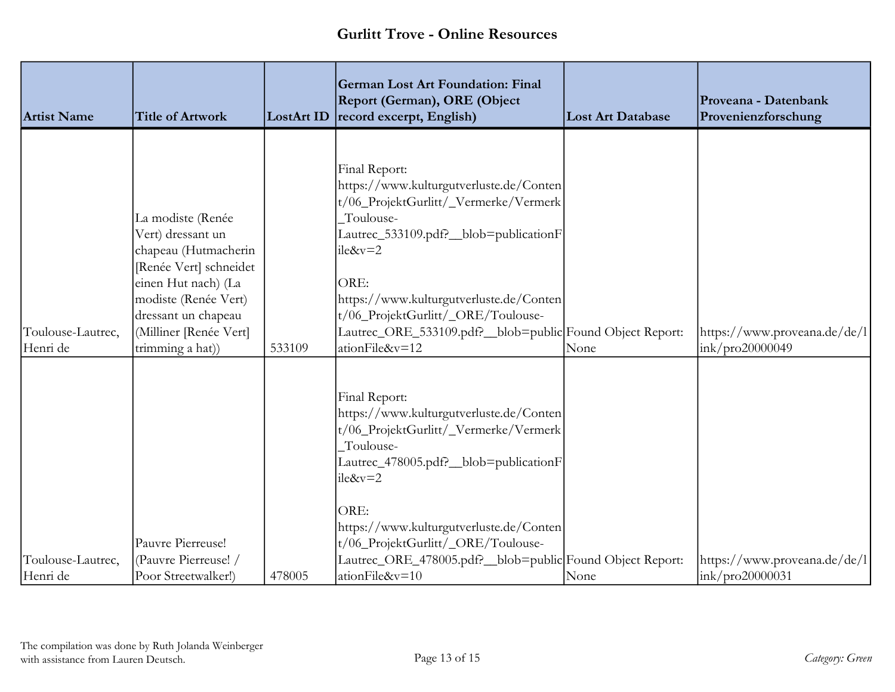# Gurlitt Trove - Online Resources

| Artist Name | Title of Artwork | LostArt ID | German Lost Art Foundation: Final Report (German), ORE (Object record excerpt, English) | Lost Art Database | Proveana - Datenbank Provenienzforschung |
|---|---|---|---|---|---|
| Toulouse-Lautrec, Henri de | La modiste (Renée Vert) dressant un chapeau (Hutmacherin [Renée Vert] schneidet einen Hut nach) (La modiste (Renée Vert) dressant un chapeau (Milliner [Renée Vert] trimming a hat)) | 533109 | Final Report: https://www.kulturgutverluste.de/Content/06_ProjektGurlitt/_Vermerke/Vermerk_Toulouse-Lautrec_533109.pdf?__blob=publicationFile&v=2<br><br>ORE: https://www.kulturgutverluste.de/Content/06_ProjektGurlitt/_ORE/Toulouse-Lautrec_ORE_533109.pdf?__blob=publicationFile&v=12 | Found Object Report: None | https://www.proveana.de/de/link/pro20000049 |
| Toulouse-Lautrec, Henri de | Pauvre Pierreuse! (Pauvre Pierreuse! / Poor Streetwalker!) | 478005 | Final Report: https://www.kulturgutverluste.de/Content/06_ProjektGurlitt/_Vermerke/Vermerk_Toulouse-Lautrec_478005.pdf?__blob=publicationFile&v=2<br><br>ORE: https://www.kulturgutverluste.de/Content/06_ProjektGurlitt/_ORE/Toulouse-Lautrec_ORE_478005.pdf?__blob=publicationFile&v=10 | Found Object Report: None | https://www.proveana.de/de/link/pro20000031 |

The compilation was done by Ruth Jolanda Weinberger with assistance from Lauren Deutsch.

*Category: Green*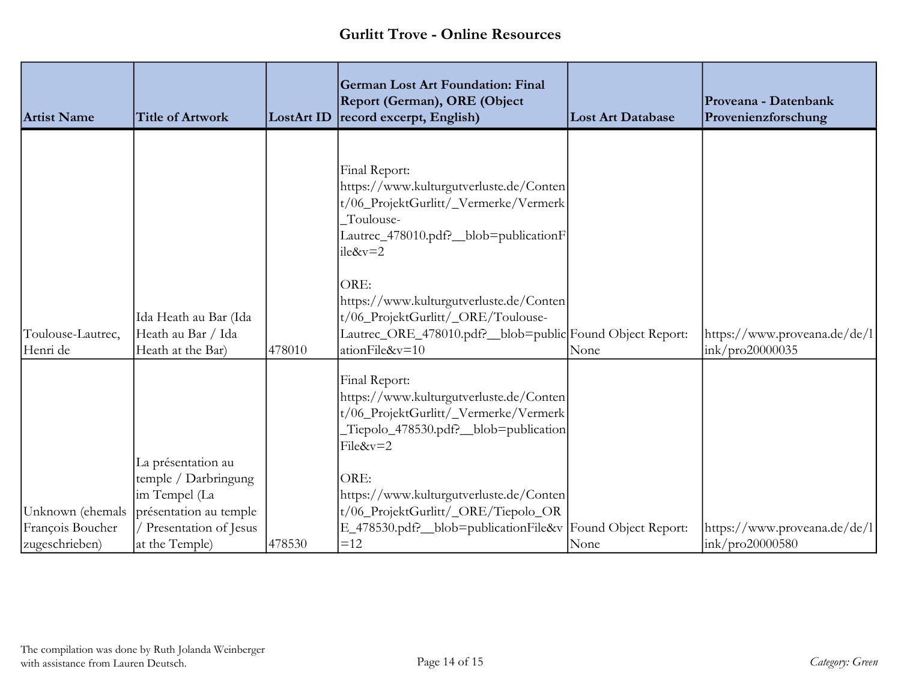# Gurlitt Trove - Online Resources

| Artist Name | Title of Artwork | LostArt ID | German Lost Art Foundation: Final Report (German), ORE (Object record excerpt, English) | Lost Art Database | Proveana - Datenbank Provenienzforschung |
|---|---|---|---|---|---|
| Toulouse-Lautrec, Henri de | Ida Heath au Bar (Ida Heath au Bar / Ida Heath at the Bar) | 478010 | Final Report: https://www.kulturgutverluste.de/Content/06_ProjektGurlitt/_Vermerke/Vermerk_Toulouse-Lautrec_478010.pdf?__blob=publicationFile&v=2<br><br>ORE: https://www.kulturgutverluste.de/Content/06_ProjektGurlitt/_ORE/Toulouse-Lautrec_ORE_478010.pdf?__blob=publicationFile&v=10 | Found Object Report: None | https://www.proveana.de/de/link/pro20000035 |
| Unknown (ehemals François Boucher zugeschrieben) | La présentation au temple / Darbringung im Tempel (La présentation au temple / Presentation of Jesus at the Temple) | 478530 | Final Report: https://www.kulturgutverluste.de/Content/06_ProjektGurlitt/_Vermerke/Vermerk_Tiepolo_478530.pdf?__blob=publicationFile&v=2<br><br>ORE: https://www.kulturgutverluste.de/Content/06_ProjektGurlitt/_ORE/Tiepolo_ORE_478530.pdf?__blob=publicationFile&v=12 | Found Object Report: None | https://www.proveana.de/de/link/pro20000580 |

The compilation was done by Ruth Jolanda Weinberger with assistance from Lauren Deutsch.

*Category: Green*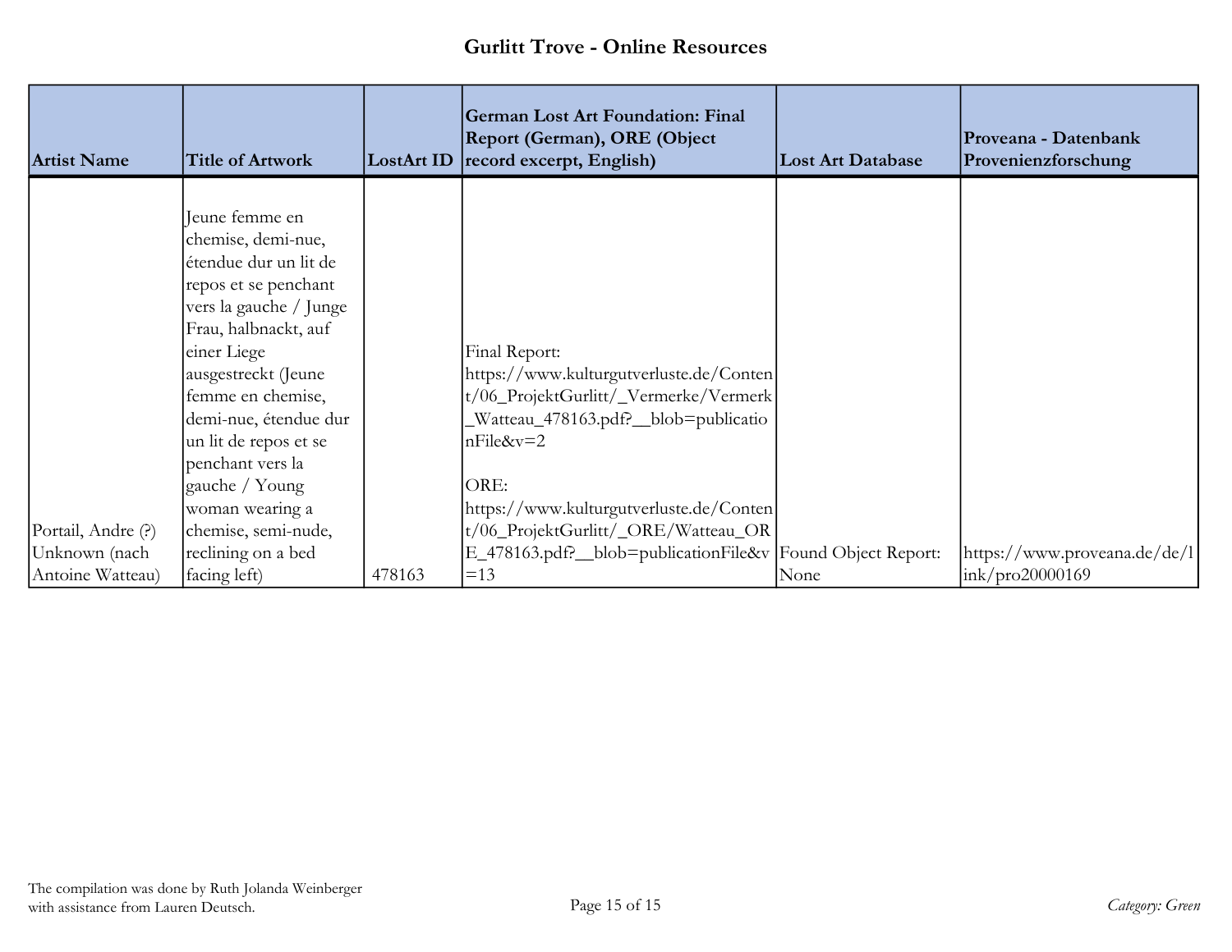| Artist Name | Title of Artwork | LostArt ID | German Lost Art Foundation: Final Report (German), ORE (Object record excerpt, English) | Lost Art Database | Proveana - Datenbank Provenienzforschung |
|---|---|---|---|---|---|
| Portail, Andre (?) Unknown (nach Antoine Watteau) | Jeune femme en chemise, demi-nue, étendue dur un lit de repos et se penchant vers la gauche / Junge Frau, halbnackt, auf einer Liege ausgestreckt (Jeune femme en chemise, demi-nue, étendue dur un lit de repos et se penchant vers la gauche / Young woman wearing a chemise, semi-nude, reclining on a bed facing left) | 478163 | Final Report: https://www.kulturgutverluste.de/Content/06_ProjektGurlitt/_Vermerke/Vermerk_Watteau_478163.pdf?__blob=publicationFile&v=2<br><br>ORE: https://www.kulturgutverluste.de/Content/06_ProjektGurlitt/_ORE/Watteau_ORE_478163.pdf?__blob=publicationFile&v=13 | Found Object Report: None | https://www.proveana.de/de/link/pro20000169 |

The compilation was done by Ruth Jolanda Weinberger with assistance from Lauren Deutsch.

*Category: Green*